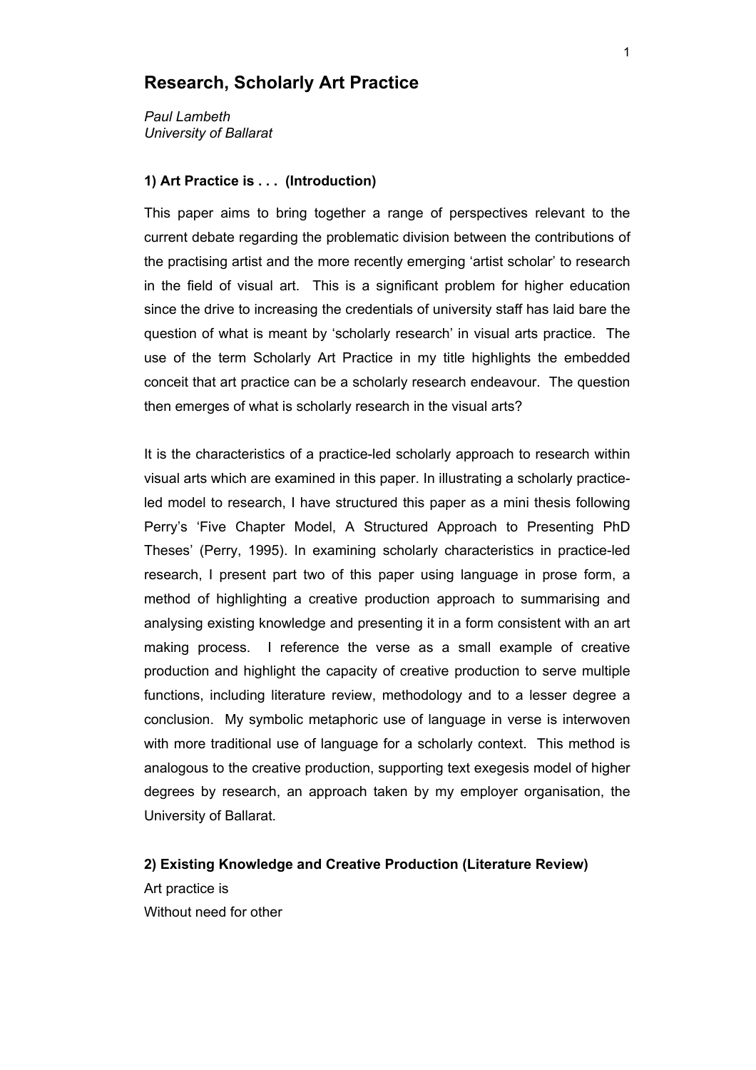# Research, Scholarly Art Practice

*Paul Lambeth*
*University of Ballarat*

### 1) Art Practice is . . . (Introduction)

This paper aims to bring together a range of perspectives relevant to the current debate regarding the problematic division between the contributions of the practising artist and the more recently emerging 'artist scholar' to research in the field of visual art. This is a significant problem for higher education since the drive to increasing the credentials of university staff has laid bare the question of what is meant by 'scholarly research' in visual arts practice. The use of the term Scholarly Art Practice in my title highlights the embedded conceit that art practice can be a scholarly research endeavour. The question then emerges of what is scholarly research in the visual arts?

It is the characteristics of a practice-led scholarly approach to research within visual arts which are examined in this paper. In illustrating a scholarly practice-led model to research, I have structured this paper as a mini thesis following Perry's 'Five Chapter Model, A Structured Approach to Presenting PhD Theses' (Perry, 1995). In examining scholarly characteristics in practice-led research, I present part two of this paper using language in prose form, a method of highlighting a creative production approach to summarising and analysing existing knowledge and presenting it in a form consistent with an art making process. I reference the verse as a small example of creative production and highlight the capacity of creative production to serve multiple functions, including literature review, methodology and to a lesser degree a conclusion. My symbolic metaphoric use of language in verse is interwoven with more traditional use of language for a scholarly context. This method is analogous to the creative production, supporting text exegesis model of higher degrees by research, an approach taken by my employer organisation, the University of Ballarat.

### 2) Existing Knowledge and Creative Production (Literature Review)

Art practice is
Without need for other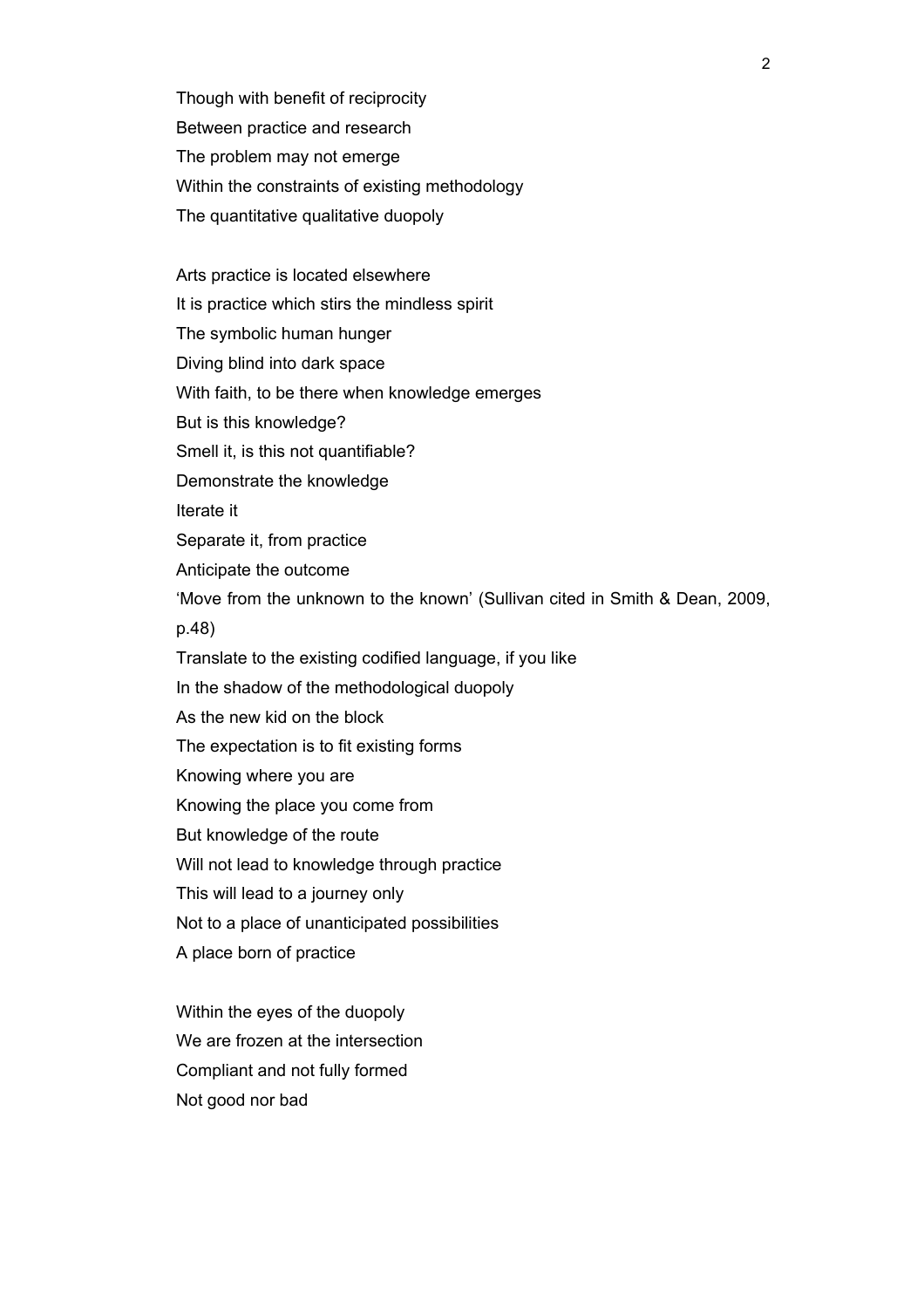Though with benefit of reciprocity  
Between practice and research  
The problem may not emerge  
Within the constraints of existing methodology  
The quantitative qualitative duopoly

Arts practice is located elsewhere  
It is practice which stirs the mindless spirit  
The symbolic human hunger  
Diving blind into dark space  
With faith, to be there when knowledge emerges  
But is this knowledge?  
Smell it, is this not quantifiable?  
Demonstrate the knowledge  
Iterate it  
Separate it, from practice  
Anticipate the outcome  
'Move from the unknown to the known' (Sullivan cited in Smith & Dean, 2009, p.48)  
Translate to the existing codified language, if you like  
In the shadow of the methodological duopoly  
As the new kid on the block  
The expectation is to fit existing forms  
Knowing where you are  
Knowing the place you come from  
But knowledge of the route  
Will not lead to knowledge through practice  
This will lead to a journey only  
Not to a place of unanticipated possibilities  
A place born of practice

Within the eyes of the duopoly  
We are frozen at the intersection  
Compliant and not fully formed  
Not good nor bad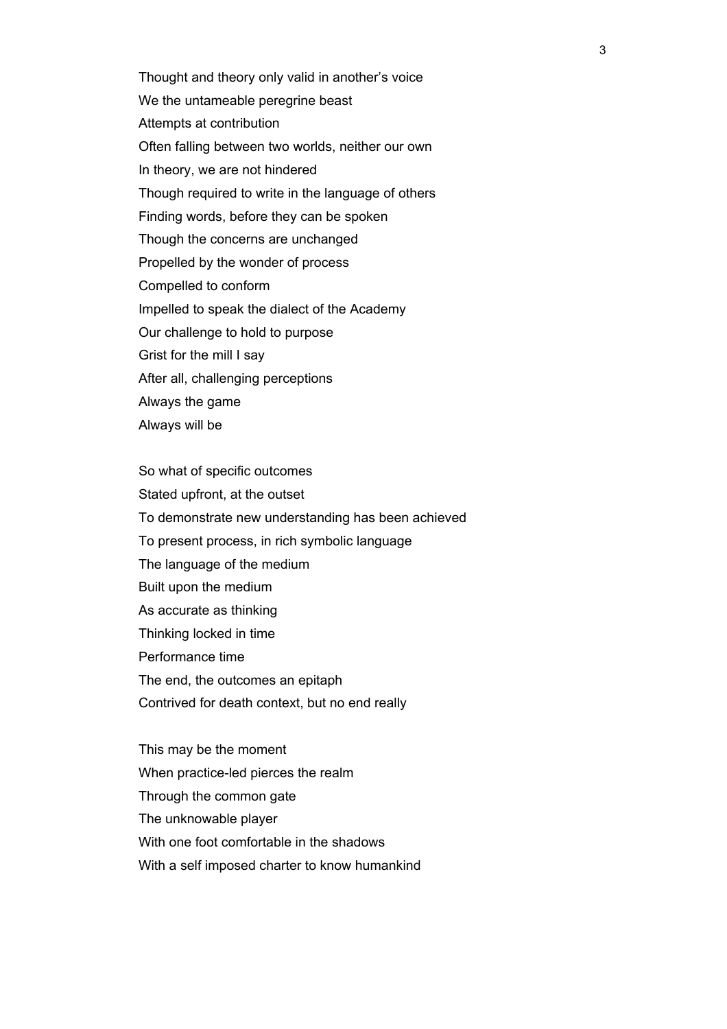Thought and theory only valid in another's voice  
We the untameable peregrine beast  
Attempts at contribution  
Often falling between two worlds, neither our own  
In theory, we are not hindered  
Though required to write in the language of others  
Finding words, before they can be spoken  
Though the concerns are unchanged  
Propelled by the wonder of process  
Compelled to conform  
Impelled to speak the dialect of the Academy  
Our challenge to hold to purpose  
Grist for the mill I say  
After all, challenging perceptions  
Always the game  
Always will be

So what of specific outcomes  
Stated upfront, at the outset  
To demonstrate new understanding has been achieved  
To present process, in rich symbolic language  
The language of the medium  
Built upon the medium  
As accurate as thinking  
Thinking locked in time  
Performance time  
The end, the outcomes an epitaph  
Contrived for death context, but no end really

This may be the moment  
When practice-led pierces the realm  
Through the common gate  
The unknowable player  
With one foot comfortable in the shadows  
With a self imposed charter to know humankind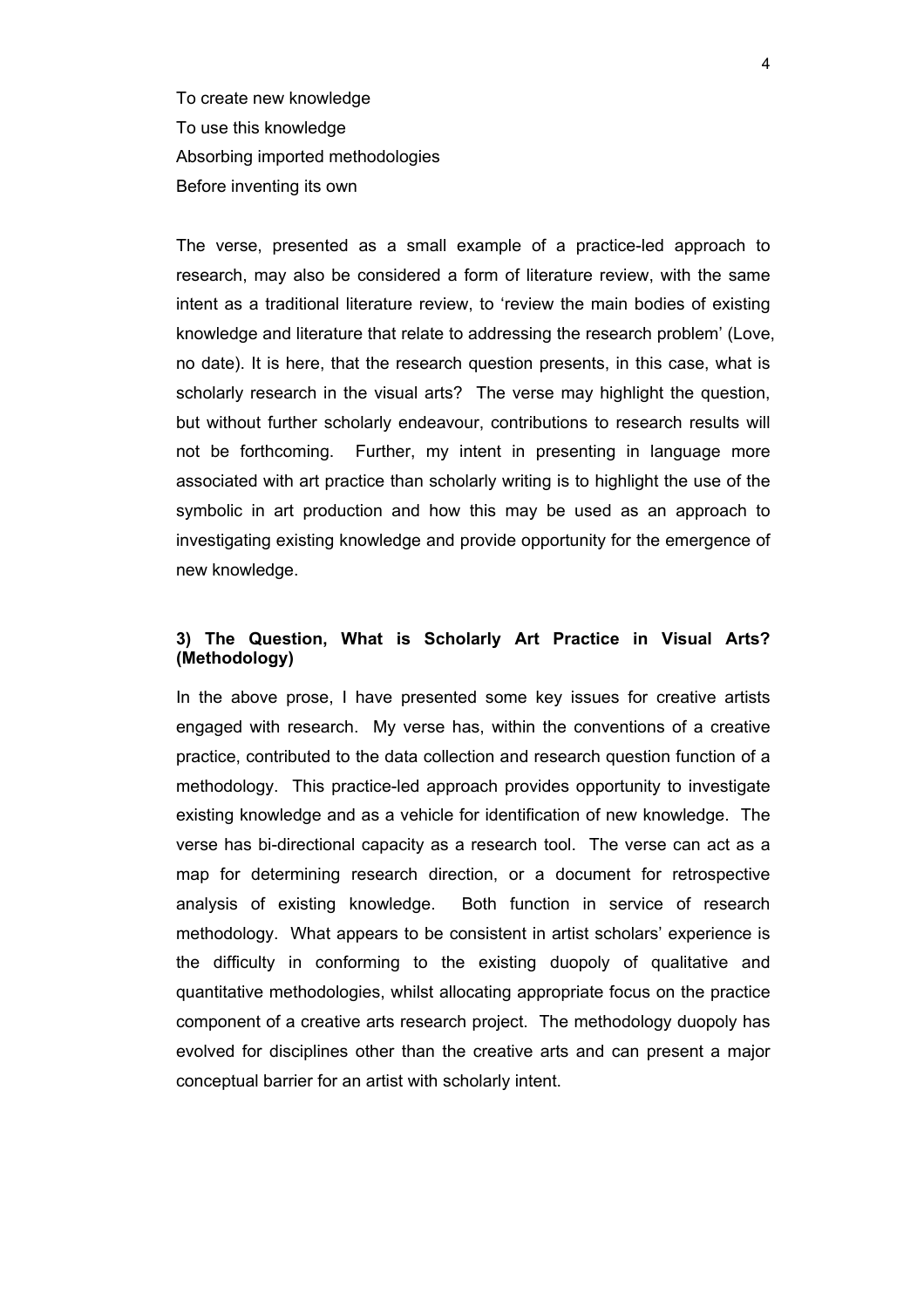To create new knowledge  
To use this knowledge  
Absorbing imported methodologies  
Before inventing its own

The verse, presented as a small example of a practice-led approach to research, may also be considered a form of literature review, with the same intent as a traditional literature review, to 'review the main bodies of existing knowledge and literature that relate to addressing the research problem' (Love, no date). It is here, that the research question presents, in this case, what is scholarly research in the visual arts? The verse may highlight the question, but without further scholarly endeavour, contributions to research results will not be forthcoming. Further, my intent in presenting in language more associated with art practice than scholarly writing is to highlight the use of the symbolic in art production and how this may be used as an approach to investigating existing knowledge and provide opportunity for the emergence of new knowledge.

### 3) The Question, What is Scholarly Art Practice in Visual Arts? (Methodology)

In the above prose, I have presented some key issues for creative artists engaged with research. My verse has, within the conventions of a creative practice, contributed to the data collection and research question function of a methodology. This practice-led approach provides opportunity to investigate existing knowledge and as a vehicle for identification of new knowledge. The verse has bi-directional capacity as a research tool. The verse can act as a map for determining research direction, or a document for retrospective analysis of existing knowledge. Both function in service of research methodology. What appears to be consistent in artist scholars' experience is the difficulty in conforming to the existing duopoly of qualitative and quantitative methodologies, whilst allocating appropriate focus on the practice component of a creative arts research project. The methodology duopoly has evolved for disciplines other than the creative arts and can present a major conceptual barrier for an artist with scholarly intent.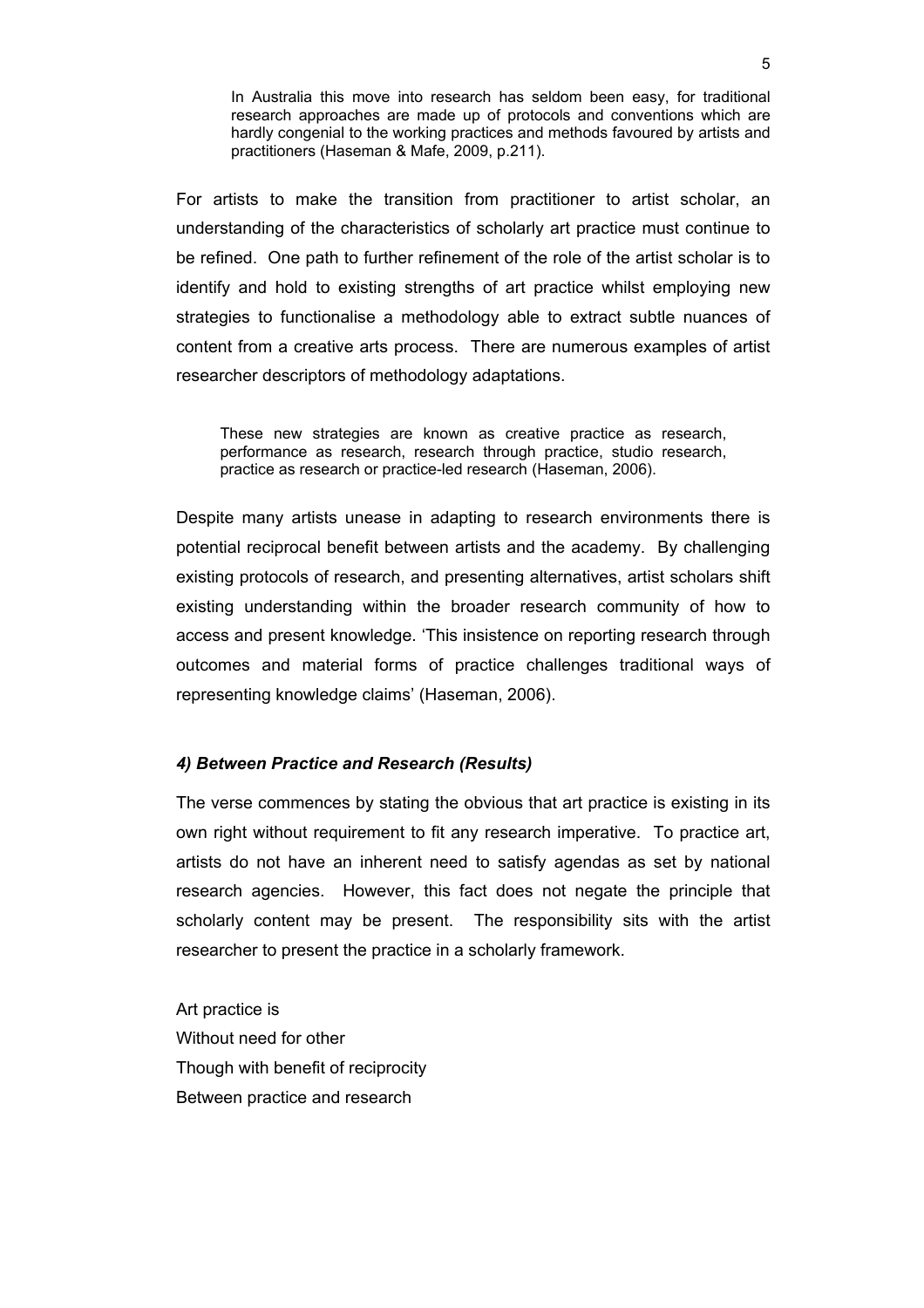> In Australia this move into research has seldom been easy, for traditional research approaches are made up of protocols and conventions which are hardly congenial to the working practices and methods favoured by artists and practitioners (Haseman & Mafe, 2009, p.211).

For artists to make the transition from practitioner to artist scholar, an understanding of the characteristics of scholarly art practice must continue to be refined. One path to further refinement of the role of the artist scholar is to identify and hold to existing strengths of art practice whilst employing new strategies to functionalise a methodology able to extract subtle nuances of content from a creative arts process. There are numerous examples of artist researcher descriptors of methodology adaptations.

> These new strategies are known as creative practice as research, performance as research, research through practice, studio research, practice as research or practice-led research (Haseman, 2006).

Despite many artists unease in adapting to research environments there is potential reciprocal benefit between artists and the academy. By challenging existing protocols of research, and presenting alternatives, artist scholars shift existing understanding within the broader research community of how to access and present knowledge. 'This insistence on reporting research through outcomes and material forms of practice challenges traditional ways of representing knowledge claims' (Haseman, 2006).

#### *4) Between Practice and Research (Results)*

The verse commences by stating the obvious that art practice is existing in its own right without requirement to fit any research imperative. To practice art, artists do not have an inherent need to satisfy agendas as set by national research agencies. However, this fact does not negate the principle that scholarly content may be present. The responsibility sits with the artist researcher to present the practice in a scholarly framework.

Art practice is  
Without need for other  
Though with benefit of reciprocity  
Between practice and research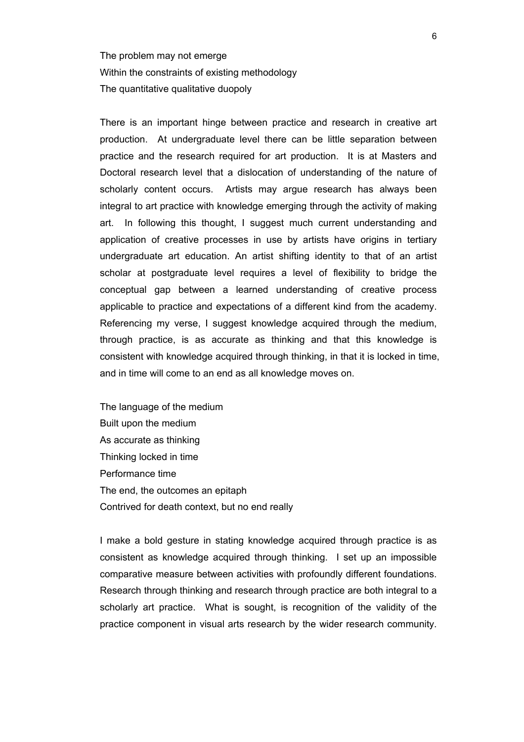The problem may not emerge  
Within the constraints of existing methodology  
The quantitative qualitative duopoly

There is an important hinge between practice and research in creative art production. At undergraduate level there can be little separation between practice and the research required for art production. It is at Masters and Doctoral research level that a dislocation of understanding of the nature of scholarly content occurs. Artists may argue research has always been integral to art practice with knowledge emerging through the activity of making art. In following this thought, I suggest much current understanding and application of creative processes in use by artists have origins in tertiary undergraduate art education. An artist shifting identity to that of an artist scholar at postgraduate level requires a level of flexibility to bridge the conceptual gap between a learned understanding of creative process applicable to practice and expectations of a different kind from the academy. Referencing my verse, I suggest knowledge acquired through the medium, through practice, is as accurate as thinking and that this knowledge is consistent with knowledge acquired through thinking, in that it is locked in time, and in time will come to an end as all knowledge moves on.

The language of the medium  
Built upon the medium  
As accurate as thinking  
Thinking locked in time  
Performance time  
The end, the outcomes an epitaph  
Contrived for death context, but no end really

I make a bold gesture in stating knowledge acquired through practice is as consistent as knowledge acquired through thinking. I set up an impossible comparative measure between activities with profoundly different foundations. Research through thinking and research through practice are both integral to a scholarly art practice. What is sought, is recognition of the validity of the practice component in visual arts research by the wider research community.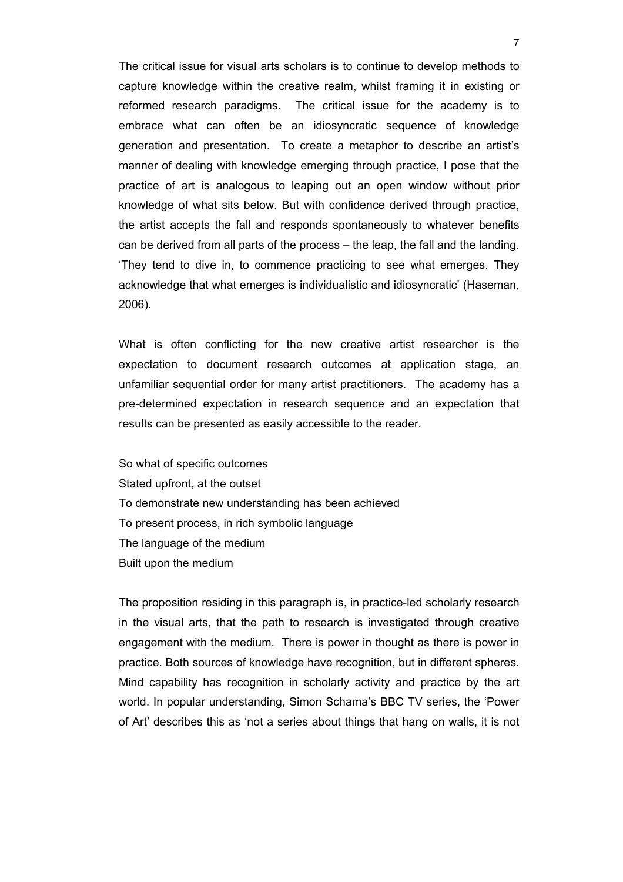The critical issue for visual arts scholars is to continue to develop methods to capture knowledge within the creative realm, whilst framing it in existing or reformed research paradigms. The critical issue for the academy is to embrace what can often be an idiosyncratic sequence of knowledge generation and presentation. To create a metaphor to describe an artist's manner of dealing with knowledge emerging through practice, I pose that the practice of art is analogous to leaping out an open window without prior knowledge of what sits below. But with confidence derived through practice, the artist accepts the fall and responds spontaneously to whatever benefits can be derived from all parts of the process – the leap, the fall and the landing. 'They tend to dive in, to commence practicing to see what emerges. They acknowledge that what emerges is individualistic and idiosyncratic' (Haseman, 2006).

What is often conflicting for the new creative artist researcher is the expectation to document research outcomes at application stage, an unfamiliar sequential order for many artist practitioners. The academy has a pre-determined expectation in research sequence and an expectation that results can be presented as easily accessible to the reader.

So what of specific outcomes  
Stated upfront, at the outset  
To demonstrate new understanding has been achieved  
To present process, in rich symbolic language  
The language of the medium  
Built upon the medium

The proposition residing in this paragraph is, in practice-led scholarly research in the visual arts, that the path to research is investigated through creative engagement with the medium. There is power in thought as there is power in practice. Both sources of knowledge have recognition, but in different spheres. Mind capability has recognition in scholarly activity and practice by the art world. In popular understanding, Simon Schama's BBC TV series, the 'Power of Art' describes this as 'not a series about things that hang on walls, it is not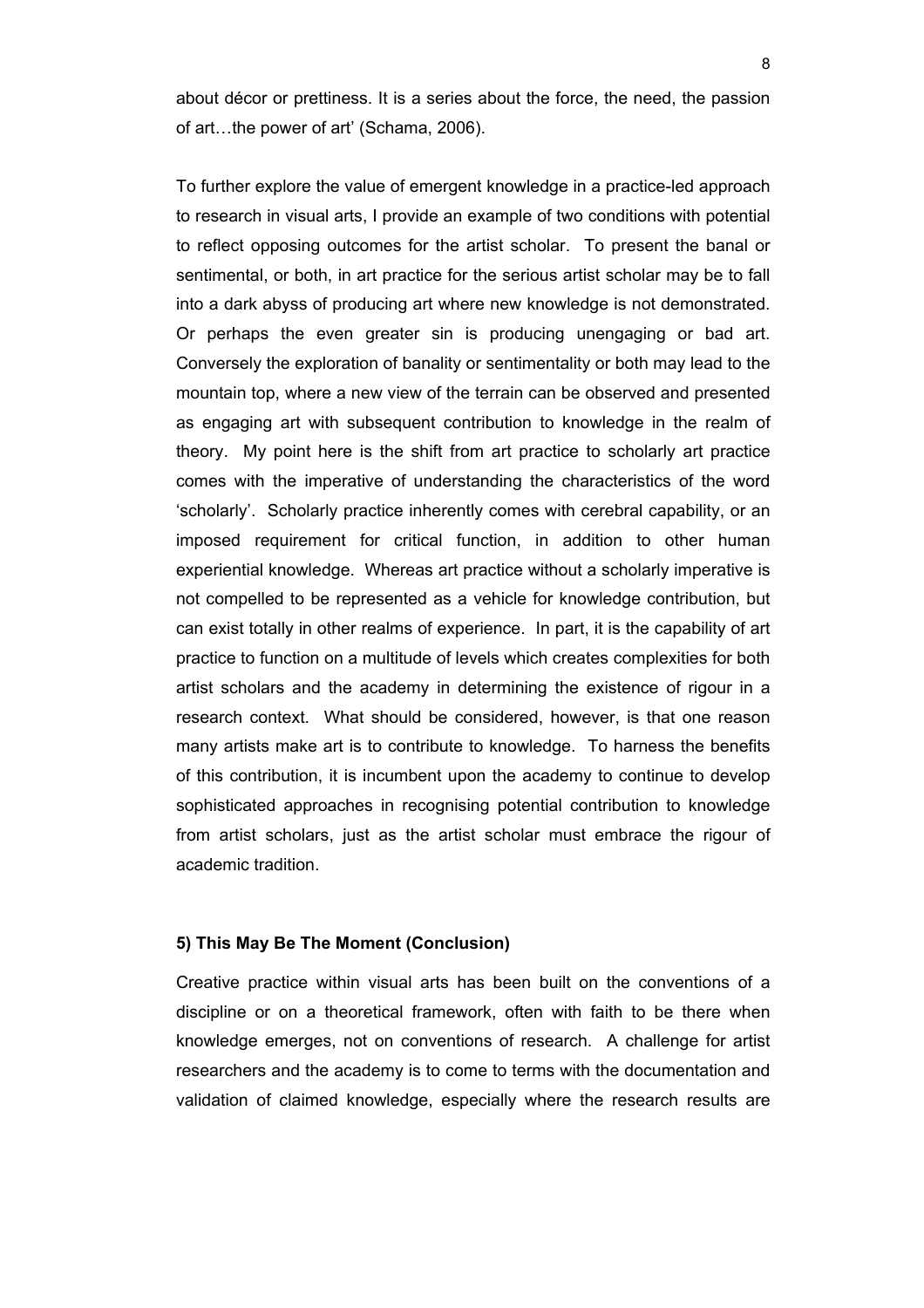about décor or prettiness. It is a series about the force, the need, the passion of art…the power of art' (Schama, 2006).

To further explore the value of emergent knowledge in a practice-led approach to research in visual arts, I provide an example of two conditions with potential to reflect opposing outcomes for the artist scholar. To present the banal or sentimental, or both, in art practice for the serious artist scholar may be to fall into a dark abyss of producing art where new knowledge is not demonstrated. Or perhaps the even greater sin is producing unengaging or bad art. Conversely the exploration of banality or sentimentality or both may lead to the mountain top, where a new view of the terrain can be observed and presented as engaging art with subsequent contribution to knowledge in the realm of theory. My point here is the shift from art practice to scholarly art practice comes with the imperative of understanding the characteristics of the word 'scholarly'. Scholarly practice inherently comes with cerebral capability, or an imposed requirement for critical function, in addition to other human experiential knowledge. Whereas art practice without a scholarly imperative is not compelled to be represented as a vehicle for knowledge contribution, but can exist totally in other realms of experience. In part, it is the capability of art practice to function on a multitude of levels which creates complexities for both artist scholars and the academy in determining the existence of rigour in a research context. What should be considered, however, is that one reason many artists make art is to contribute to knowledge. To harness the benefits of this contribution, it is incumbent upon the academy to continue to develop sophisticated approaches in recognising potential contribution to knowledge from artist scholars, just as the artist scholar must embrace the rigour of academic tradition.

## 5) This May Be The Moment (Conclusion)

Creative practice within visual arts has been built on the conventions of a discipline or on a theoretical framework, often with faith to be there when knowledge emerges, not on conventions of research. A challenge for artist researchers and the academy is to come to terms with the documentation and validation of claimed knowledge, especially where the research results are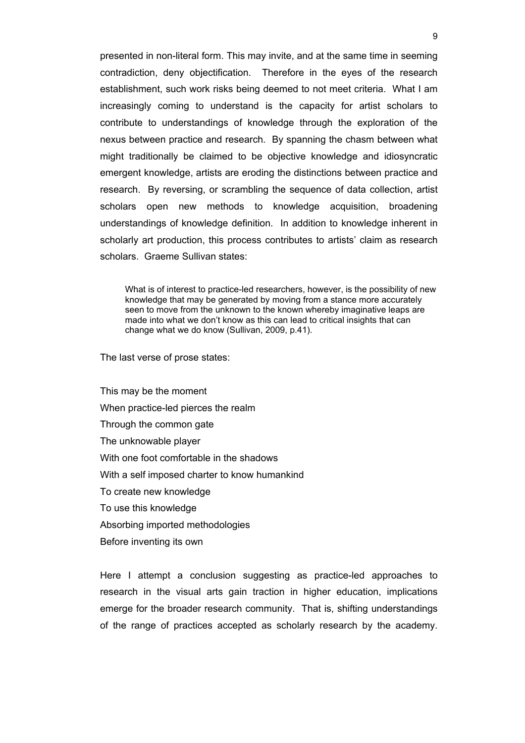presented in non-literal form. This may invite, and at the same time in seeming contradiction, deny objectification. Therefore in the eyes of the research establishment, such work risks being deemed to not meet criteria. What I am increasingly coming to understand is the capacity for artist scholars to contribute to understandings of knowledge through the exploration of the nexus between practice and research. By spanning the chasm between what might traditionally be claimed to be objective knowledge and idiosyncratic emergent knowledge, artists are eroding the distinctions between practice and research. By reversing, or scrambling the sequence of data collection, artist scholars open new methods to knowledge acquisition, broadening understandings of knowledge definition. In addition to knowledge inherent in scholarly art production, this process contributes to artists' claim as research scholars. Graeme Sullivan states:

> What is of interest to practice-led researchers, however, is the possibility of new knowledge that may be generated by moving from a stance more accurately seen to move from the unknown to the known whereby imaginative leaps are made into what we don't know as this can lead to critical insights that can change what we do know (Sullivan, 2009, p.41).

The last verse of prose states:

This may be the moment  
When practice-led pierces the realm  
Through the common gate  
The unknowable player  
With one foot comfortable in the shadows  
With a self imposed charter to know humankind  
To create new knowledge  
To use this knowledge  
Absorbing imported methodologies  
Before inventing its own

Here I attempt a conclusion suggesting as practice-led approaches to research in the visual arts gain traction in higher education, implications emerge for the broader research community. That is, shifting understandings of the range of practices accepted as scholarly research by the academy.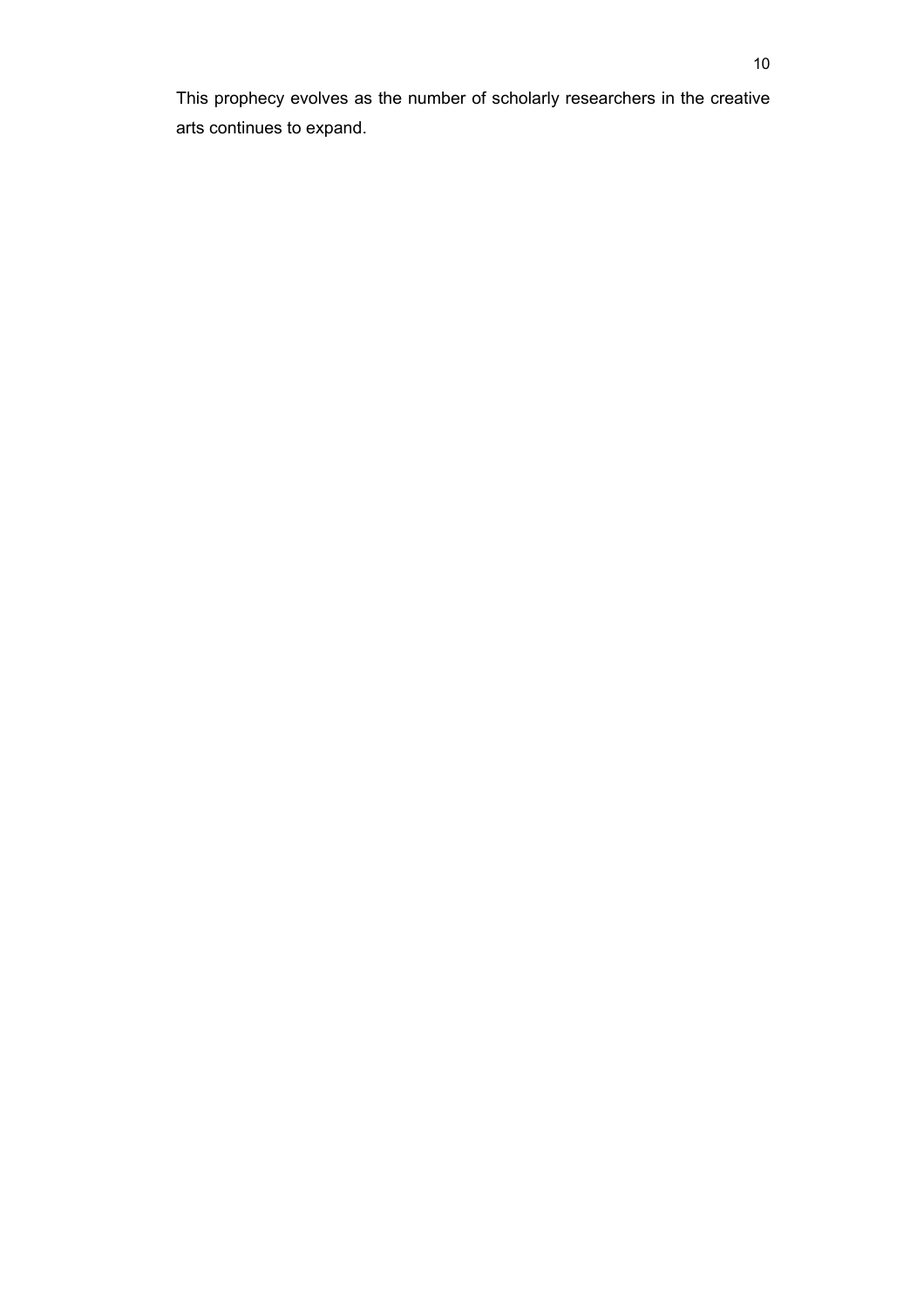This prophecy evolves as the number of scholarly researchers in the creative arts continues to expand.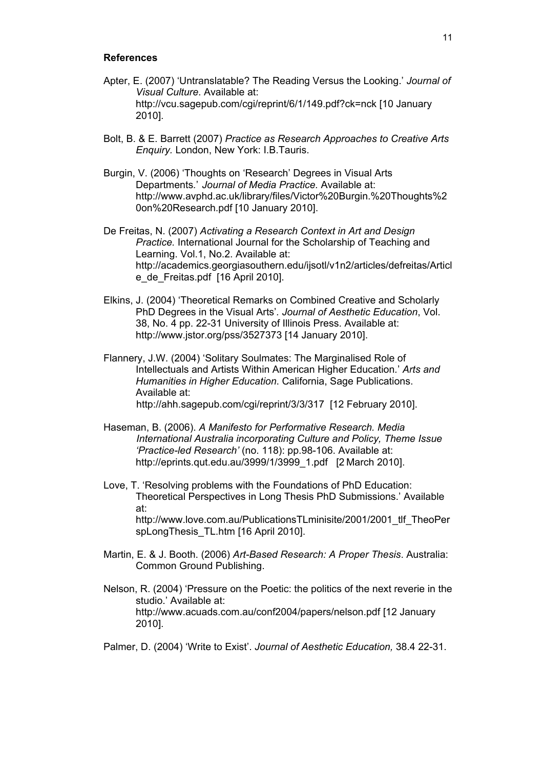**References**

Apter, E. (2007) 'Untranslatable? The Reading Versus the Looking.' *Journal of Visual Culture*. Available at: http://vcu.sagepub.com/cgi/reprint/6/1/149.pdf?ck=nck [10 January 2010].

Bolt, B. & E. Barrett (2007) *Practice as Research Approaches to Creative Arts Enquiry.* London, New York: I.B.Tauris.

Burgin, V. (2006) 'Thoughts on 'Research' Degrees in Visual Arts Departments.' *Journal of Media Practice.* Available at: http://www.avphd.ac.uk/library/files/Victor%20Burgin.%20Thoughts%20on%20Research.pdf [10 January 2010].

De Freitas, N. (2007) *Activating a Research Context in Art and Design Practice.* International Journal for the Scholarship of Teaching and Learning. Vol.1, No.2. Available at: http://academics.georgiasouthern.edu/ijsotl/v1n2/articles/defreitas/Article_de_Freitas.pdf [16 April 2010].

Elkins, J. (2004) 'Theoretical Remarks on Combined Creative and Scholarly PhD Degrees in the Visual Arts'. *Journal of Aesthetic Education*, Vol. 38, No. 4 pp. 22-31 University of Illinois Press. Available at: http://www.jstor.org/pss/3527373 [14 January 2010].

Flannery, J.W. (2004) 'Solitary Soulmates: The Marginalised Role of Intellectuals and Artists Within American Higher Education.' *Arts and Humanities in Higher Education*. California, Sage Publications. Available at: http://ahh.sagepub.com/cgi/reprint/3/3/317 [12 February 2010].

Haseman, B. (2006). *A Manifesto for Performative Research. Media International Australia incorporating Culture and Policy, Theme Issue 'Practice-led Research'* (no. 118): pp.98-106. Available at: http://eprints.qut.edu.au/3999/1/3999_1.pdf [2 March 2010].

Love, T. 'Resolving problems with the Foundations of PhD Education: Theoretical Perspectives in Long Thesis PhD Submissions.' Available at: http://www.love.com.au/PublicationsTLminisite/2001/2001_tlf_TheoPerspLongThesis_TL.htm [16 April 2010].

Martin, E. & J. Booth. (2006) *Art-Based Research: A Proper Thesis*. Australia: Common Ground Publishing.

Nelson, R. (2004) 'Pressure on the Poetic: the politics of the next reverie in the studio.' Available at: http://www.acuads.com.au/conf2004/papers/nelson.pdf [12 January 2010].

Palmer, D. (2004) 'Write to Exist'. *Journal of Aesthetic Education,* 38.4 22-31.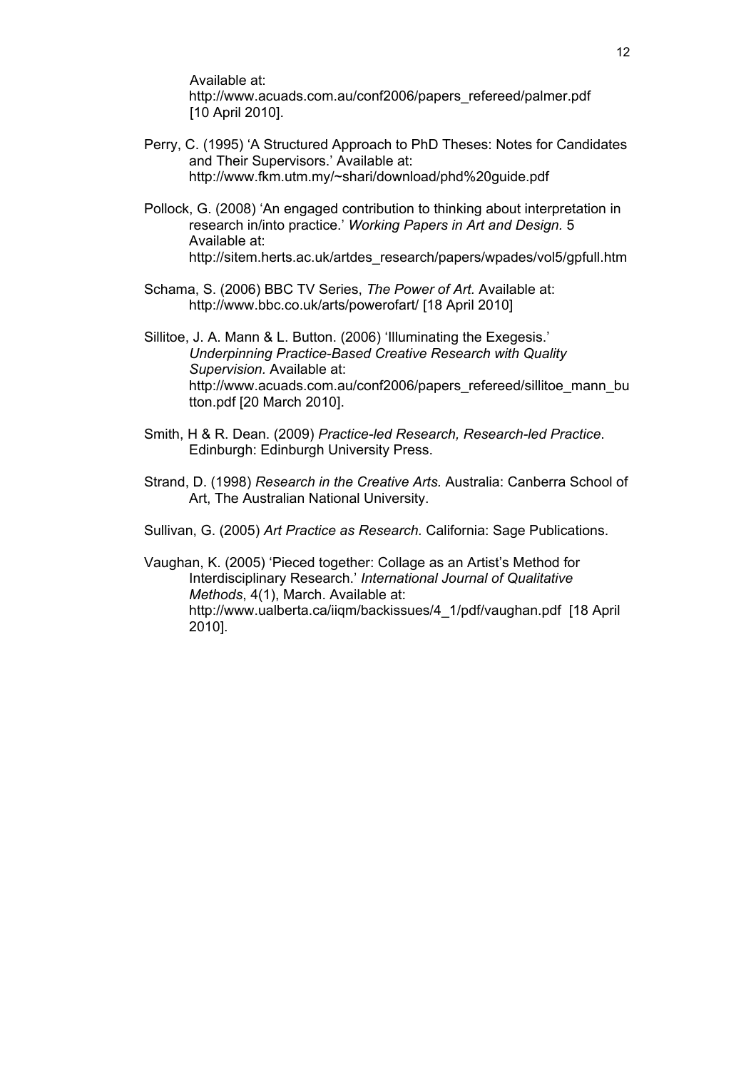Available at: http://www.acuads.com.au/conf2006/papers_refereed/palmer.pdf [10 April 2010].

Perry, C. (1995) 'A Structured Approach to PhD Theses: Notes for Candidates and Their Supervisors.' Available at: http://www.fkm.utm.my/~shari/download/phd%20guide.pdf

Pollock, G. (2008) 'An engaged contribution to thinking about interpretation in research in/into practice.' *Working Papers in Art and Design.* 5 Available at: http://sitem.herts.ac.uk/artdes_research/papers/wpades/vol5/gpfull.htm

Schama, S. (2006) BBC TV Series, *The Power of Art.* Available at: http://www.bbc.co.uk/arts/powerofart/ [18 April 2010]

Sillitoe, J. A. Mann & L. Button. (2006) 'Illuminating the Exegesis.' *Underpinning Practice-Based Creative Research with Quality Supervision.* Available at: http://www.acuads.com.au/conf2006/papers_refereed/sillitoe_mann_button.pdf [20 March 2010].

Smith, H & R. Dean. (2009) *Practice-led Research, Research-led Practice*. Edinburgh: Edinburgh University Press.

Strand, D. (1998) *Research in the Creative Arts.* Australia: Canberra School of Art, The Australian National University.

Sullivan, G. (2005) *Art Practice as Research.* California: Sage Publications.

Vaughan, K. (2005) 'Pieced together: Collage as an Artist's Method for Interdisciplinary Research.' *International Journal of Qualitative Methods*, 4(1), March. Available at: http://www.ualberta.ca/iiqm/backissues/4_1/pdf/vaughan.pdf [18 April 2010].